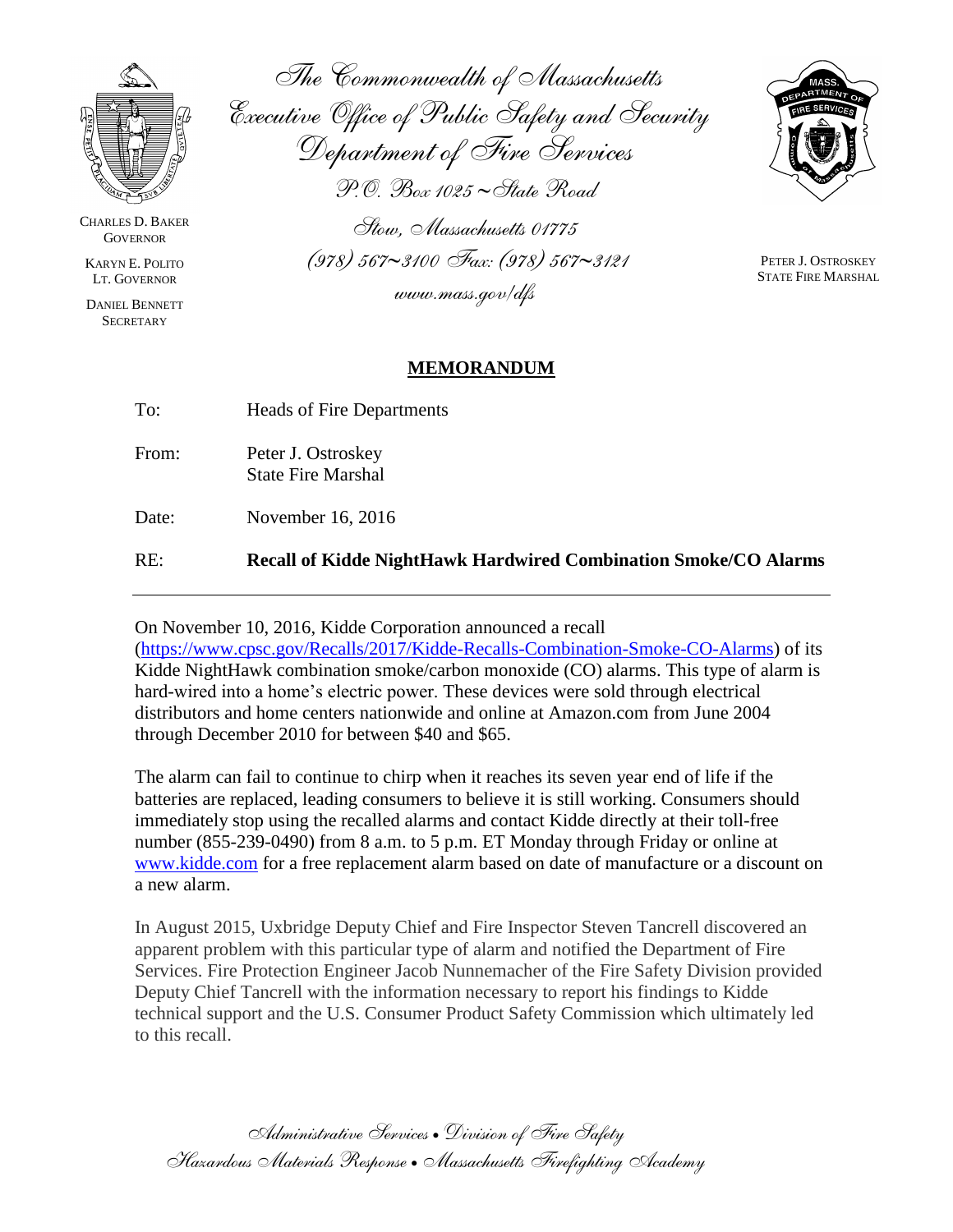The Commonwealth of Massachusetts
Executive Office of Public Safety and Security
Department of Fire Services
P.O. Box 1025 ~ State Road
Stow, Massachusetts 01775
(978) 567~3100 Fax: (978) 567~3121
www.mass.gov/dfs

CHARLES D. BAKER
GOVERNOR

KARYN E. POLITO
LT. GOVERNOR

DANIEL BENNETT
SECRETARY

PETER J. OSTROSKEY
STATE FIRE MARSHAL

## MEMORANDUM

To: Heads of Fire Departments

From: Peter J. Ostroskey
State Fire Marshal

Date: November 16, 2016

RE: **Recall of Kidde NightHawk Hardwired Combination Smoke/CO Alarms**

---

On November 10, 2016, Kidde Corporation announced a recall (https://www.cpsc.gov/Recalls/2017/Kidde-Recalls-Combination-Smoke-CO-Alarms) of its Kidde NightHawk combination smoke/carbon monoxide (CO) alarms. This type of alarm is hard-wired into a home's electric power. These devices were sold through electrical distributors and home centers nationwide and online at Amazon.com from June 2004 through December 2010 for between $40 and $65.

The alarm can fail to continue to chirp when it reaches its seven year end of life if the batteries are replaced, leading consumers to believe it is still working. Consumers should immediately stop using the recalled alarms and contact Kidde directly at their toll-free number (855-239-0490) from 8 a.m. to 5 p.m. ET Monday through Friday or online at www.kidde.com for a free replacement alarm based on date of manufacture or a discount on a new alarm.

In August 2015, Uxbridge Deputy Chief and Fire Inspector Steven Tancrell discovered an apparent problem with this particular type of alarm and notified the Department of Fire Services. Fire Protection Engineer Jacob Nunnemacher of the Fire Safety Division provided Deputy Chief Tancrell with the information necessary to report his findings to Kidde technical support and the U.S. Consumer Product Safety Commission which ultimately led to this recall.

Administrative Services • Division of Fire Safety
Hazardous Materials Response • Massachusetts Firefighting Academy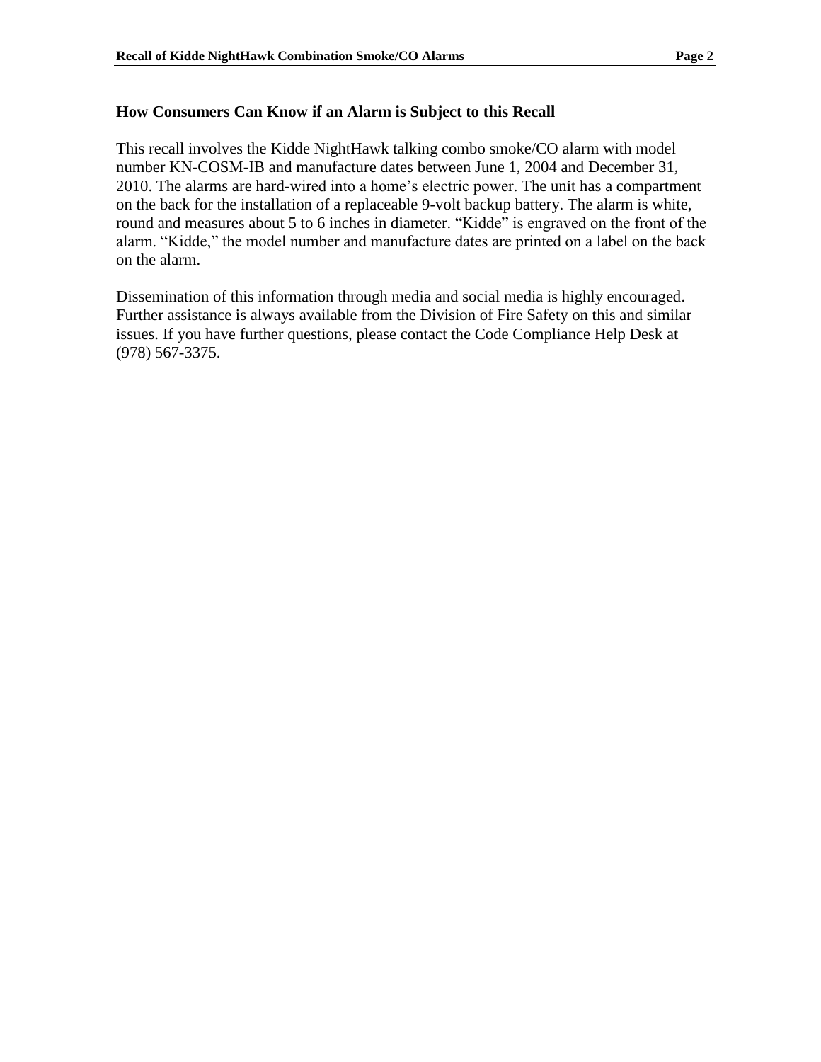## How Consumers Can Know if an Alarm is Subject to this Recall

This recall involves the Kidde NightHawk talking combo smoke/CO alarm with model number KN-COSM-IB and manufacture dates between June 1, 2004 and December 31, 2010. The alarms are hard-wired into a home's electric power. The unit has a compartment on the back for the installation of a replaceable 9-volt backup battery. The alarm is white, round and measures about 5 to 6 inches in diameter. "Kidde" is engraved on the front of the alarm. "Kidde," the model number and manufacture dates are printed on a label on the back on the alarm.

Dissemination of this information through media and social media is highly encouraged. Further assistance is always available from the Division of Fire Safety on this and similar issues. If you have further questions, please contact the Code Compliance Help Desk at (978) 567-3375.